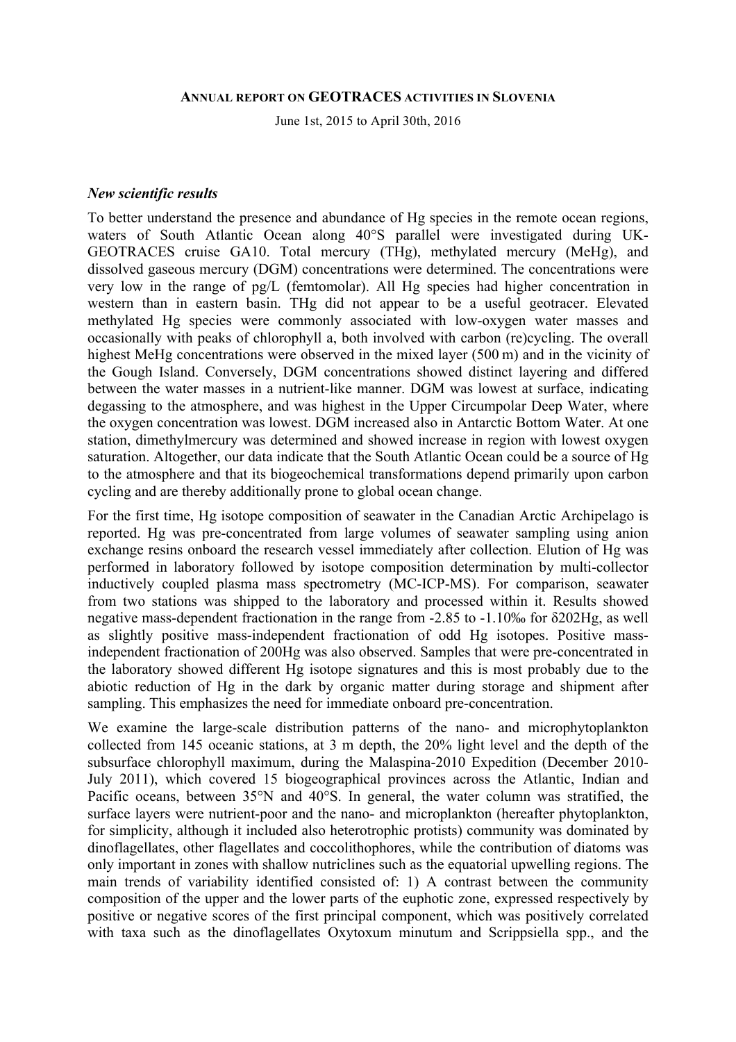ANNUAL REPORT ON GEOTRACES ACTIVITIES IN SLOVENIA

June 1st, 2015 to April 30th, 2016

### *New scientific results*

To better understand the presence and abundance of Hg species in the remote ocean regions, waters of South Atlantic Ocean along 40°S parallel were investigated during UK-GEOTRACES cruise GA10. Total mercury (THg), methylated mercury (MeHg), and dissolved gaseous mercury (DGM) concentrations were determined. The concentrations were very low in the range of pg/L (femtomolar). All Hg species had higher concentration in western than in eastern basin. THg did not appear to be a useful geotracer. Elevated methylated Hg species were commonly associated with low-oxygen water masses and occasionally with peaks of chlorophyll a, both involved with carbon (re)cycling. The overall highest MeHg concentrations were observed in the mixed layer (500 m) and in the vicinity of the Gough Island. Conversely, DGM concentrations showed distinct layering and differed between the water masses in a nutrient-like manner. DGM was lowest at surface, indicating degassing to the atmosphere, and was highest in the Upper Circumpolar Deep Water, where the oxygen concentration was lowest. DGM increased also in Antarctic Bottom Water. At one station, dimethylmercury was determined and showed increase in region with lowest oxygen saturation. Altogether, our data indicate that the South Atlantic Ocean could be a source of Hg to the atmosphere and that its biogeochemical transformations depend primarily upon carbon cycling and are thereby additionally prone to global ocean change.

For the first time, Hg isotope composition of seawater in the Canadian Arctic Archipelago is reported. Hg was pre-concentrated from large volumes of seawater sampling using anion exchange resins onboard the research vessel immediately after collection. Elution of Hg was performed in laboratory followed by isotope composition determination by multi-collector inductively coupled plasma mass spectrometry (MC-ICP-MS). For comparison, seawater from two stations was shipped to the laboratory and processed within it. Results showed negative mass-dependent fractionation in the range from -2.85 to -1.10‰ for $\delta^{202}Hg$, as well as slightly positive mass-independent fractionation of odd Hg isotopes. Positive mass-independent fractionation of $^{200}Hg$ was also observed. Samples that were pre-concentrated in the laboratory showed different Hg isotope signatures and this is most probably due to the abiotic reduction of Hg in the dark by organic matter during storage and shipment after sampling. This emphasizes the need for immediate onboard pre-concentration.

We examine the large-scale distribution patterns of the nano- and microphytoplankton collected from 145 oceanic stations, at 3 m depth, the 20% light level and the depth of the subsurface chlorophyll maximum, during the Malaspina-2010 Expedition (December 2010-July 2011), which covered 15 biogeographical provinces across the Atlantic, Indian and Pacific oceans, between 35°N and 40°S. In general, the water column was stratified, the surface layers were nutrient-poor and the nano- and microplankton (hereafter phytoplankton, for simplicity, although it included also heterotrophic protists) community was dominated by dinoflagellates, other flagellates and coccolithophores, while the contribution of diatoms was only important in zones with shallow nutriclines such as the equatorial upwelling regions. The main trends of variability identified consisted of: 1) A contrast between the community composition of the upper and the lower parts of the euphotic zone, expressed respectively by positive or negative scores of the first principal component, which was positively correlated with taxa such as the dinoflagellates Oxytoxum minutum and Scrippsiella spp., and the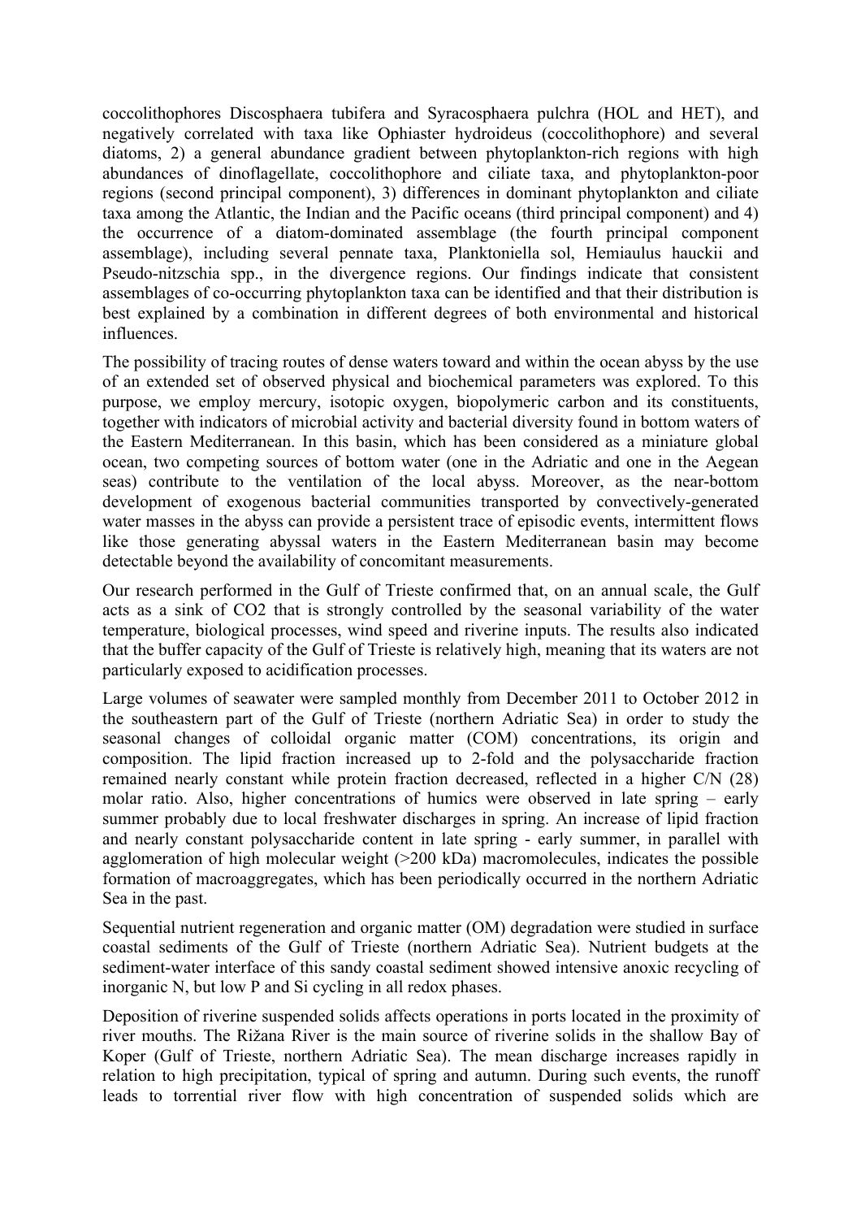coccolithophores Discosphaera tubifera and Syracosphaera pulchra (HOL and HET), and negatively correlated with taxa like Ophiaster hydroideus (coccolithophore) and several diatoms, 2) a general abundance gradient between phytoplankton-rich regions with high abundances of dinoflagellate, coccolithophore and ciliate taxa, and phytoplankton-poor regions (second principal component), 3) differences in dominant phytoplankton and ciliate taxa among the Atlantic, the Indian and the Pacific oceans (third principal component) and 4) the occurrence of a diatom-dominated assemblage (the fourth principal component assemblage), including several pennate taxa, Planktoniella sol, Hemiaulus hauckii and Pseudo-nitzschia spp., in the divergence regions. Our findings indicate that consistent assemblages of co-occurring phytoplankton taxa can be identified and that their distribution is best explained by a combination in different degrees of both environmental and historical influences.

The possibility of tracing routes of dense waters toward and within the ocean abyss by the use of an extended set of observed physical and biochemical parameters was explored. To this purpose, we employ mercury, isotopic oxygen, biopolymeric carbon and its constituents, together with indicators of microbial activity and bacterial diversity found in bottom waters of the Eastern Mediterranean. In this basin, which has been considered as a miniature global ocean, two competing sources of bottom water (one in the Adriatic and one in the Aegean seas) contribute to the ventilation of the local abyss. Moreover, as the near-bottom development of exogenous bacterial communities transported by convectively-generated water masses in the abyss can provide a persistent trace of episodic events, intermittent flows like those generating abyssal waters in the Eastern Mediterranean basin may become detectable beyond the availability of concomitant measurements.

Our research performed in the Gulf of Trieste confirmed that, on an annual scale, the Gulf acts as a sink of $CO_2$ that is strongly controlled by the seasonal variability of the water temperature, biological processes, wind speed and riverine inputs. The results also indicated that the buffer capacity of the Gulf of Trieste is relatively high, meaning that its waters are not particularly exposed to acidification processes.

Large volumes of seawater were sampled monthly from December 2011 to October 2012 in the southeastern part of the Gulf of Trieste (northern Adriatic Sea) in order to study the seasonal changes of colloidal organic matter (COM) concentrations, its origin and composition. The lipid fraction increased up to 2-fold and the polysaccharide fraction remained nearly constant while protein fraction decreased, reflected in a higher C/N (28) molar ratio. Also, higher concentrations of humics were observed in late spring – early summer probably due to local freshwater discharges in spring. An increase of lipid fraction and nearly constant polysaccharide content in late spring - early summer, in parallel with agglomeration of high molecular weight (>200 kDa) macromolecules, indicates the possible formation of macroaggregates, which has been periodically occurred in the northern Adriatic Sea in the past.

Sequential nutrient regeneration and organic matter (OM) degradation were studied in surface coastal sediments of the Gulf of Trieste (northern Adriatic Sea). Nutrient budgets at the sediment-water interface of this sandy coastal sediment showed intensive anoxic recycling of inorganic N, but low P and Si cycling in all redox phases.

Deposition of riverine suspended solids affects operations in ports located in the proximity of river mouths. The Rižana River is the main source of riverine solids in the shallow Bay of Koper (Gulf of Trieste, northern Adriatic Sea). The mean discharge increases rapidly in relation to high precipitation, typical of spring and autumn. During such events, the runoff leads to torrential river flow with high concentration of suspended solids which are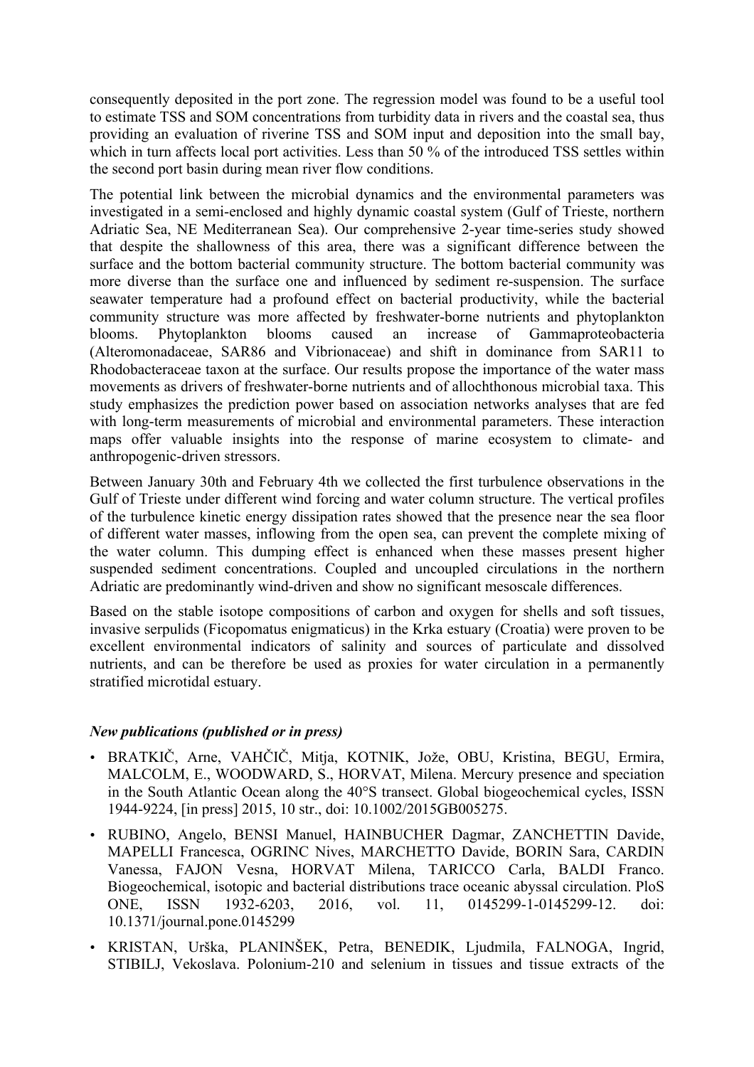consequently deposited in the port zone. The regression model was found to be a useful tool to estimate TSS and SOM concentrations from turbidity data in rivers and the coastal sea, thus providing an evaluation of riverine TSS and SOM input and deposition into the small bay, which in turn affects local port activities. Less than 50 % of the introduced TSS settles within the second port basin during mean river flow conditions.

The potential link between the microbial dynamics and the environmental parameters was investigated in a semi-enclosed and highly dynamic coastal system (Gulf of Trieste, northern Adriatic Sea, NE Mediterranean Sea). Our comprehensive 2-year time-series study showed that despite the shallowness of this area, there was a significant difference between the surface and the bottom bacterial community structure. The bottom bacterial community was more diverse than the surface one and influenced by sediment re-suspension. The surface seawater temperature had a profound effect on bacterial productivity, while the bacterial community structure was more affected by freshwater-borne nutrients and phytoplankton blooms. Phytoplankton blooms caused an increase of Gammaproteobacteria (Alteromonadaceae, SAR86 and Vibrionaceae) and shift in dominance from SAR11 to Rhodobacteraceae taxon at the surface. Our results propose the importance of the water mass movements as drivers of freshwater-borne nutrients and of allochthonous microbial taxa. This study emphasizes the prediction power based on association networks analyses that are fed with long-term measurements of microbial and environmental parameters. These interaction maps offer valuable insights into the response of marine ecosystem to climate- and anthropogenic-driven stressors.

Between January 30th and February 4th we collected the first turbulence observations in the Gulf of Trieste under different wind forcing and water column structure. The vertical profiles of the turbulence kinetic energy dissipation rates showed that the presence near the sea floor of different water masses, inflowing from the open sea, can prevent the complete mixing of the water column. This dumping effect is enhanced when these masses present higher suspended sediment concentrations. Coupled and uncoupled circulations in the northern Adriatic are predominantly wind-driven and show no significant mesoscale differences.

Based on the stable isotope compositions of carbon and oxygen for shells and soft tissues, invasive serpulids (Ficopomatus enigmaticus) in the Krka estuary (Croatia) were proven to be excellent environmental indicators of salinity and sources of particulate and dissolved nutrients, and can be therefore be used as proxies for water circulation in a permanently stratified microtidal estuary.

***New publications (published or in press)***

- BRATKIČ, Arne, VAHČIČ, Mitja, KOTNIK, Jože, OBU, Kristina, BEGU, Ermira, MALCOLM, E., WOODWARD, S., HORVAT, Milena. Mercury presence and speciation in the South Atlantic Ocean along the 40°S transect. Global biogeochemical cycles, ISSN 1944-9224, [in press] 2015, 10 str., doi: 10.1002/2015GB005275.
- RUBINO, Angelo, BENSI Manuel, HAINBUCHER Dagmar, ZANCHETTIN Davide, MAPELLI Francesca, OGRINC Nives, MARCHETTO Davide, BORIN Sara, CARDIN Vanessa, FAJON Vesna, HORVAT Milena, TARICCO Carla, BALDI Franco. Biogeochemical, isotopic and bacterial distributions trace oceanic abyssal circulation. PloS ONE, ISSN 1932-6203, 2016, vol. 11, 0145299-1-0145299-12. doi: 10.1371/journal.pone.0145299
- KRISTAN, Urška, PLANINŠEK, Petra, BENEDIK, Ljudmila, FALNOGA, Ingrid, STIBILJ, Vekoslava. Polonium-210 and selenium in tissues and tissue extracts of the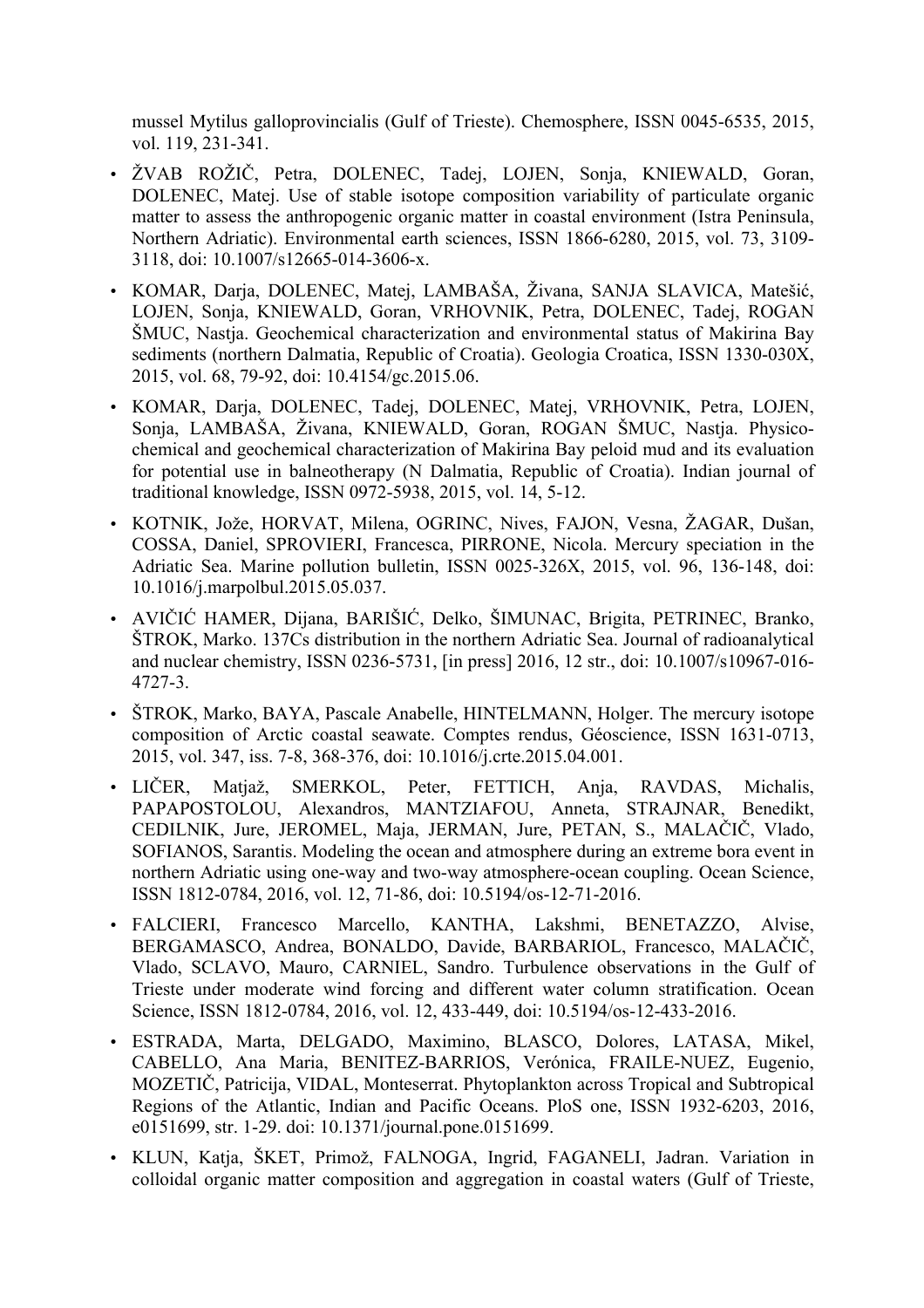mussel Mytilus galloprovincialis (Gulf of Trieste). Chemosphere, ISSN 0045-6535, 2015, vol. 119, 231-341.

- ŽVAB ROŽIČ, Petra, DOLENEC, Tadej, LOJEN, Sonja, KNIEWALD, Goran, DOLENEC, Matej. Use of stable isotope composition variability of particulate organic matter to assess the anthropogenic organic matter in coastal environment (Istra Peninsula, Northern Adriatic). Environmental earth sciences, ISSN 1866-6280, 2015, vol. 73, 3109-3118, doi: 10.1007/s12665-014-3606-x.
- KOMAR, Darja, DOLENEC, Matej, LAMBAŠA, Živana, SANJA SLAVICA, Matešić, LOJEN, Sonja, KNIEWALD, Goran, VRHOVNIK, Petra, DOLENEC, Tadej, ROGAN ŠMUC, Nastja. Geochemical characterization and environmental status of Makirina Bay sediments (northern Dalmatia, Republic of Croatia). Geologia Croatica, ISSN 1330-030X, 2015, vol. 68, 79-92, doi: 10.4154/gc.2015.06.
- KOMAR, Darja, DOLENEC, Tadej, DOLENEC, Matej, VRHOVNIK, Petra, LOJEN, Sonja, LAMBAŠA, Živana, KNIEWALD, Goran, ROGAN ŠMUC, Nastja. Physico-chemical and geochemical characterization of Makirina Bay peloid mud and its evaluation for potential use in balneotherapy (N Dalmatia, Republic of Croatia). Indian journal of traditional knowledge, ISSN 0972-5938, 2015, vol. 14, 5-12.
- KOTNIK, Jože, HORVAT, Milena, OGRINC, Nives, FAJON, Vesna, ŽAGAR, Dušan, COSSA, Daniel, SPROVIERI, Francesca, PIRRONE, Nicola. Mercury speciation in the Adriatic Sea. Marine pollution bulletin, ISSN 0025-326X, 2015, vol. 96, 136-148, doi: 10.1016/j.marpolbul.2015.05.037.
- AVIČIĆ HAMER, Dijana, BARIŠIĆ, Delko, ŠIMUNAC, Brigita, PETRINEC, Branko, ŠTROK, Marko. 137Cs distribution in the northern Adriatic Sea. Journal of radioanalytical and nuclear chemistry, ISSN 0236-5731, [in press] 2016, 12 str., doi: 10.1007/s10967-016-4727-3.
- ŠTROK, Marko, BAYA, Pascale Anabelle, HINTELMANN, Holger. The mercury isotope composition of Arctic coastal seawate. Comptes rendus, Géoscience, ISSN 1631-0713, 2015, vol. 347, iss. 7-8, 368-376, doi: 10.1016/j.crte.2015.04.001.
- LIČER, Matjaž, SMERKOL, Peter, FETTICH, Anja, RAVDAS, Michalis, PAPAPOSTOLOU, Alexandros, MANTZIAFOU, Anneta, STRAJNAR, Benedikt, CEDILNIK, Jure, JEROMEL, Maja, JERMAN, Jure, PETAN, S., MALAČIČ, Vlado, SOFIANOS, Sarantis. Modeling the ocean and atmosphere during an extreme bora event in northern Adriatic using one-way and two-way atmosphere-ocean coupling. Ocean Science, ISSN 1812-0784, 2016, vol. 12, 71-86, doi: 10.5194/os-12-71-2016.
- FALCIERI, Francesco Marcello, KANTHA, Lakshmi, BENETAZZO, Alvise, BERGAMASCO, Andrea, BONALDO, Davide, BARBARIOL, Francesco, MALAČIČ, Vlado, SCLAVO, Mauro, CARNIEL, Sandro. Turbulence observations in the Gulf of Trieste under moderate wind forcing and different water column stratification. Ocean Science, ISSN 1812-0784, 2016, vol. 12, 433-449, doi: 10.5194/os-12-433-2016.
- ESTRADA, Marta, DELGADO, Maximino, BLASCO, Dolores, LATASA, Mikel, CABELLO, Ana Maria, BENITEZ-BARRIOS, Verónica, FRAILE-NUEZ, Eugenio, MOZETIČ, Patricija, VIDAL, Monteserrat. Phytoplankton across Tropical and Subtropical Regions of the Atlantic, Indian and Pacific Oceans. PloS one, ISSN 1932-6203, 2016, e0151699, str. 1-29. doi: 10.1371/journal.pone.0151699.
- KLUN, Katja, ŠKET, Primož, FALNOGA, Ingrid, FAGANELI, Jadran. Variation in colloidal organic matter composition and aggregation in coastal waters (Gulf of Trieste,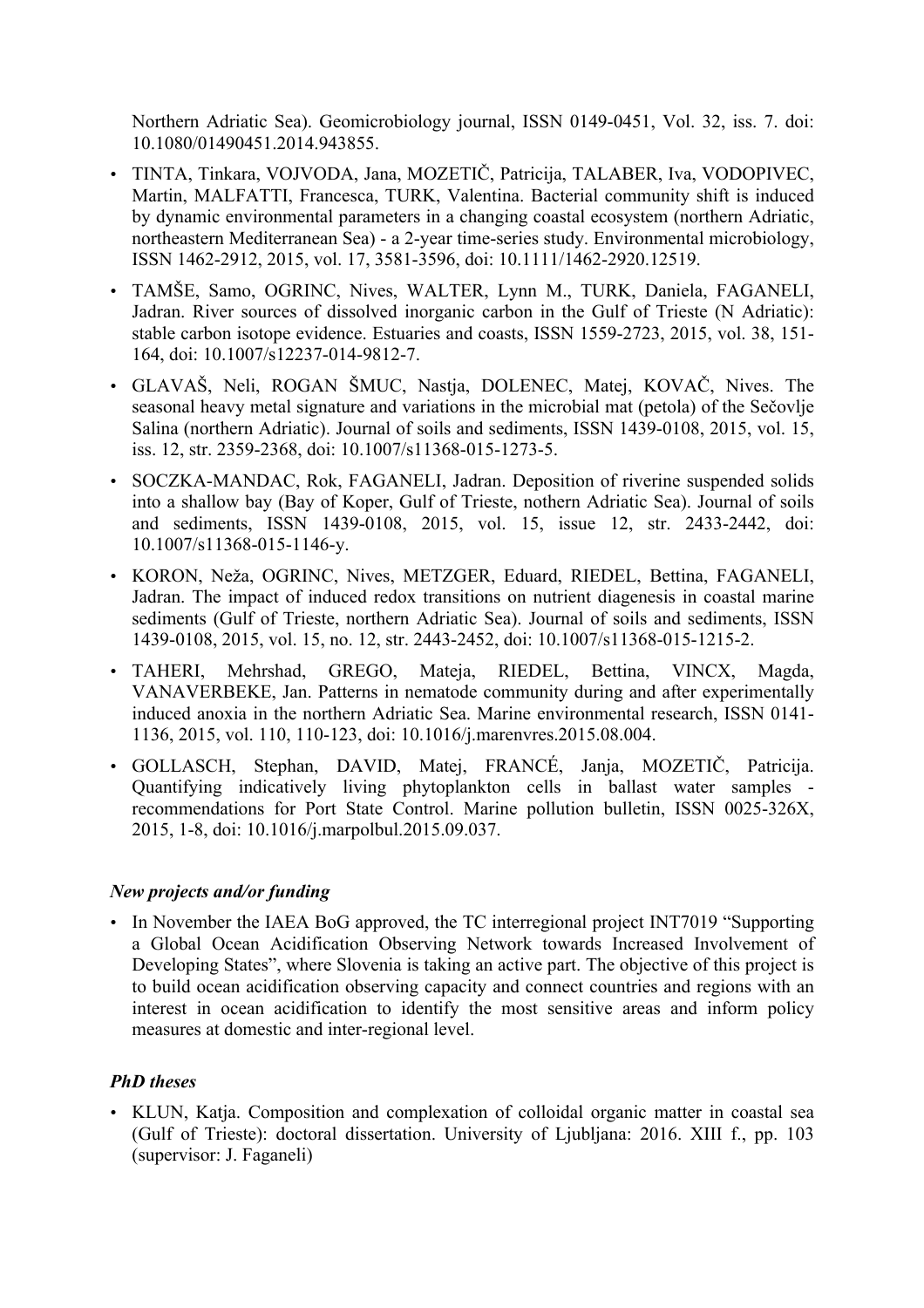Northern Adriatic Sea). Geomicrobiology journal, ISSN 0149-0451, Vol. 32, iss. 7. doi: 10.1080/01490451.2014.943855.

- TINTA, Tinkara, VOJVODA, Jana, MOZETIČ, Patricija, TALABER, Iva, VODOPIVEC, Martin, MALFATTI, Francesca, TURK, Valentina. Bacterial community shift is induced by dynamic environmental parameters in a changing coastal ecosystem (northern Adriatic, northeastern Mediterranean Sea) - a 2-year time-series study. Environmental microbiology, ISSN 1462-2912, 2015, vol. 17, 3581-3596, doi: 10.1111/1462-2920.12519.
- TAMŠE, Samo, OGRINC, Nives, WALTER, Lynn M., TURK, Daniela, FAGANELI, Jadran. River sources of dissolved inorganic carbon in the Gulf of Trieste (N Adriatic): stable carbon isotope evidence. Estuaries and coasts, ISSN 1559-2723, 2015, vol. 38, 151-164, doi: 10.1007/s12237-014-9812-7.
- GLAVAŠ, Neli, ROGAN ŠMUC, Nastja, DOLENEC, Matej, KOVAČ, Nives. The seasonal heavy metal signature and variations in the microbial mat (petola) of the Sečovlje Salina (northern Adriatic). Journal of soils and sediments, ISSN 1439-0108, 2015, vol. 15, iss. 12, str. 2359-2368, doi: 10.1007/s11368-015-1273-5.
- SOCZKA-MANDAC, Rok, FAGANELI, Jadran. Deposition of riverine suspended solids into a shallow bay (Bay of Koper, Gulf of Trieste, nothern Adriatic Sea). Journal of soils and sediments, ISSN 1439-0108, 2015, vol. 15, issue 12, str. 2433-2442, doi: 10.1007/s11368-015-1146-y.
- KORON, Neža, OGRINC, Nives, METZGER, Eduard, RIEDEL, Bettina, FAGANELI, Jadran. The impact of induced redox transitions on nutrient diagenesis in coastal marine sediments (Gulf of Trieste, northern Adriatic Sea). Journal of soils and sediments, ISSN 1439-0108, 2015, vol. 15, no. 12, str. 2443-2452, doi: 10.1007/s11368-015-1215-2.
- TAHERI, Mehrshad, GREGO, Mateja, RIEDEL, Bettina, VINCX, Magda, VANAVERBEKE, Jan. Patterns in nematode community during and after experimentally induced anoxia in the northern Adriatic Sea. Marine environmental research, ISSN 0141-1136, 2015, vol. 110, 110-123, doi: 10.1016/j.marenvres.2015.08.004.
- GOLLASCH, Stephan, DAVID, Matej, FRANCÉ, Janja, MOZETIČ, Patricija. Quantifying indicatively living phytoplankton cells in ballast water samples - recommendations for Port State Control. Marine pollution bulletin, ISSN 0025-326X, 2015, 1-8, doi: 10.1016/j.marpolbul.2015.09.037.

***New projects and/or funding***

- In November the IAEA BoG approved, the TC interregional project INT7019 "Supporting a Global Ocean Acidification Observing Network towards Increased Involvement of Developing States", where Slovenia is taking an active part. The objective of this project is to build ocean acidification observing capacity and connect countries and regions with an interest in ocean acidification to identify the most sensitive areas and inform policy measures at domestic and inter-regional level.

***PhD theses***

- KLUN, Katja. Composition and complexation of colloidal organic matter in coastal sea (Gulf of Trieste): doctoral dissertation. University of Ljubljana: 2016. XIII f., pp. 103 (supervisor: J. Faganeli)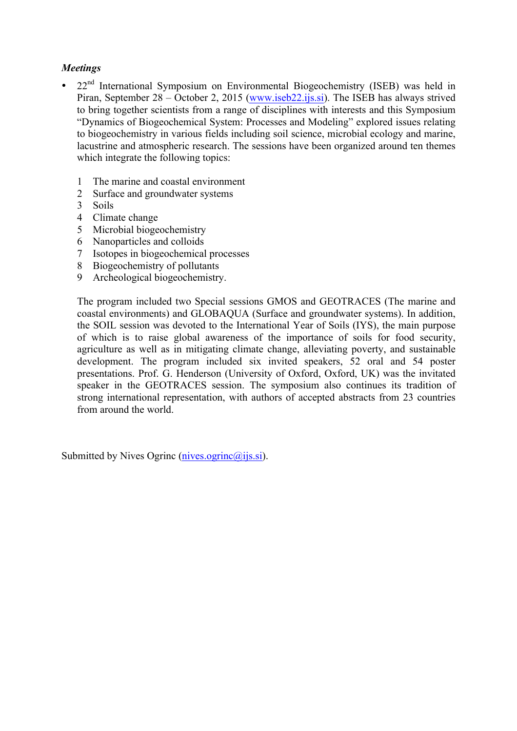***Meetings***

- 22nd International Symposium on Environmental Biogeochemistry (ISEB) was held in Piran, September 28 – October 2, 2015 (www.iseb22.ijs.si). The ISEB has always strived to bring together scientists from a range of disciplines with interests and this Symposium "Dynamics of Biogeochemical System: Processes and Modeling" explored issues relating to biogeochemistry in various fields including soil science, microbial ecology and marine, lacustrine and atmospheric research. The sessions have been organized around ten themes which integrate the following topics:

  1. The marine and coastal environment
  2. Surface and groundwater systems
  3. Soils
  4. Climate change
  5. Microbial biogeochemistry
  6. Nanoparticles and colloids
  7. Isotopes in biogeochemical processes
  8. Biogeochemistry of pollutants
  9. Archeological biogeochemistry.

  The program included two Special sessions GMOS and GEOTRACES (The marine and coastal environments) and GLOBAQUA (Surface and groundwater systems). In addition, the SOIL session was devoted to the International Year of Soils (IYS), the main purpose of which is to raise global awareness of the importance of soils for food security, agriculture as well as in mitigating climate change, alleviating poverty, and sustainable development. The program included six invited speakers, 52 oral and 54 poster presentations. Prof. G. Henderson (University of Oxford, Oxford, UK) was the invitated speaker in the GEOTRACES session. The symposium also continues its tradition of strong international representation, with authors of accepted abstracts from 23 countries from around the world.

Submitted by Nives Ogrinc (nives.ogrinc@ijs.si).